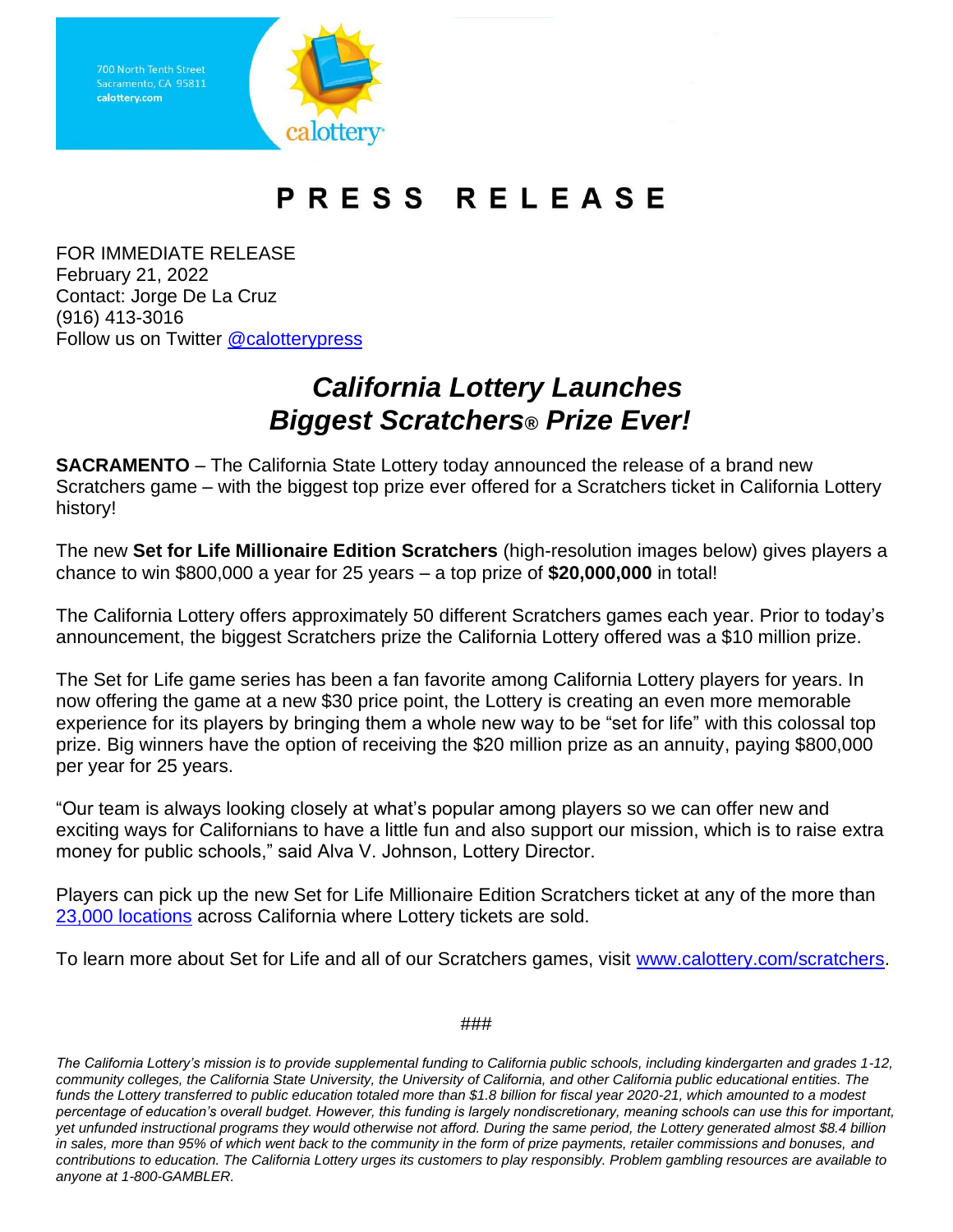700 North Tenth Street
Sacramento, CA 95811
**calottery.com**

# PRESS RELEASE

FOR IMMEDIATE RELEASE
February 21, 2022
Contact: Jorge De La Cruz
(916) 413-3016
Follow us on Twitter [@calotterypress](@calotterypress)

## *California Lottery Launches Biggest Scratchers® Prize Ever!*

**SACRAMENTO** – The California State Lottery today announced the release of a brand new Scratchers game – with the biggest top prize ever offered for a Scratchers ticket in California Lottery history!

The new **Set for Life Millionaire Edition Scratchers** (high-resolution images below) gives players a chance to win $800,000 a year for 25 years – a top prize of **$20,000,000** in total!

The California Lottery offers approximately 50 different Scratchers games each year. Prior to today's announcement, the biggest Scratchers prize the California Lottery offered was a $10 million prize.

The Set for Life game series has been a fan favorite among California Lottery players for years. In now offering the game at a new $30 price point, the Lottery is creating an even more memorable experience for its players by bringing them a whole new way to be "set for life" with this colossal top prize. Big winners have the option of receiving the $20 million prize as an annuity, paying $800,000 per year for 25 years.

"Our team is always looking closely at what's popular among players so we can offer new and exciting ways for Californians to have a little fun and also support our mission, which is to raise extra money for public schools," said Alva V. Johnson, Lottery Director.

Players can pick up the new Set for Life Millionaire Edition Scratchers ticket at any of the more than 23,000 locations across California where Lottery tickets are sold.

To learn more about Set for Life and all of our Scratchers games, visit www.calottery.com/scratchers.

###

*The California Lottery's mission is to provide supplemental funding to California public schools, including kindergarten and grades 1-12, community colleges, the California State University, the University of California, and other California public educational entities. The funds the Lottery transferred to public education totaled more than $1.8 billion for fiscal year 2020-21, which amounted to a modest percentage of education's overall budget. However, this funding is largely nondiscretionary, meaning schools can use this for important, yet unfunded instructional programs they would otherwise not afford. During the same period, the Lottery generated almost $8.4 billion in sales, more than 95% of which went back to the community in the form of prize payments, retailer commissions and bonuses, and contributions to education. The California Lottery urges its customers to play responsibly. Problem gambling resources are available to anyone at 1-800-GAMBLER.*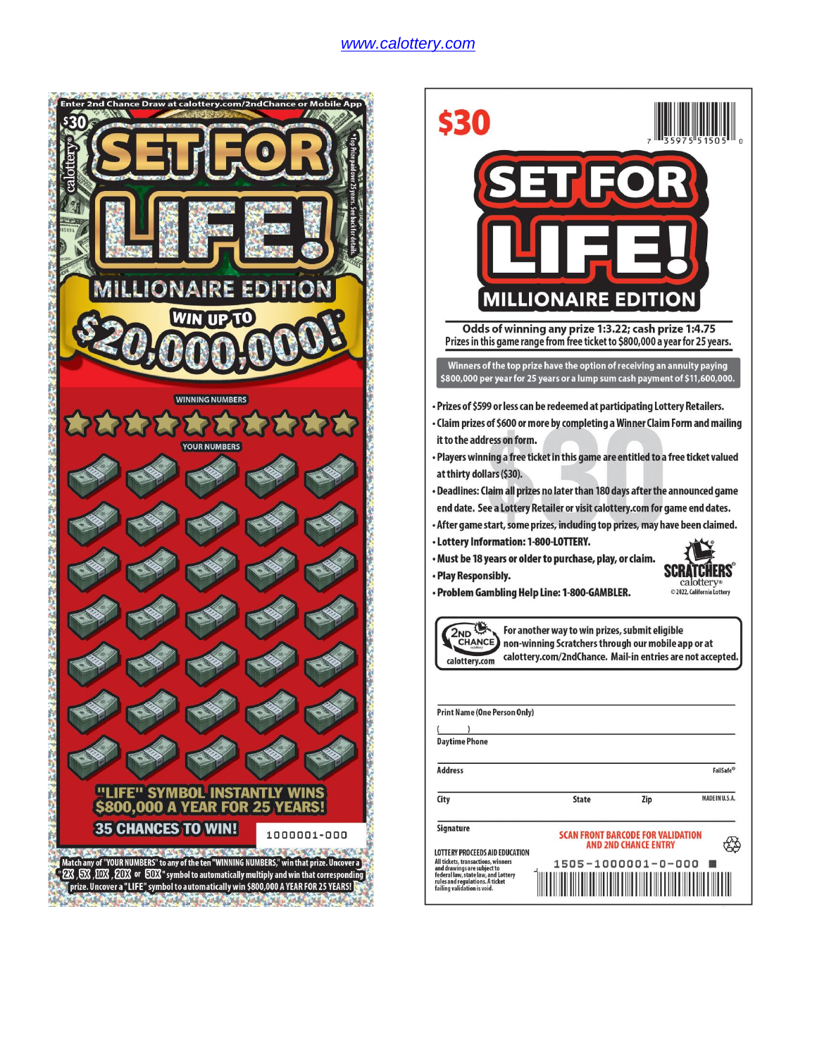www.calottery.com

Enter 2nd Chance Draw at calottery.com/2ndChance or Mobile App

$30

calottery

# SET FOR LIFE!

## MILLIONAIRE EDITION

WIN UP TO $20,000,000!*

*Top Prize paid over 25 years. See back for details.

WINNING NUMBERS

YOUR NUMBERS

"LIFE" SYMBOL INSTANTLY WINS $800,000 A YEAR FOR 25 YEARS!

35 CHANCES TO WIN!

1000001-000

Match any of "YOUR NUMBERS" to any of the ten "WINNING NUMBERS," win that prize. Uncover a "2X", "5X", "10X", "20X" or "50X" symbol to automatically multiply and win that corresponding prize. Uncover a "LIFE" symbol to automatically win $800,000 A YEAR FOR 25 YEARS!

---

$30

7 35975 51505 0

# SET FOR LIFE!

## MILLIONAIRE EDITION

Odds of winning any prize 1:3.22; cash prize 1:4.75

Prizes in this game range from free ticket to $800,000 a year for 25 years.

Winners of the top prize have the option of receiving an annuity paying $800,000 per year for 25 years or a lump sum cash payment of $11,600,000.

- Prizes of $599 or less can be redeemed at participating Lottery Retailers.
- Claim prizes of $600 or more by completing a Winner Claim Form and mailing it to the address on form.
- Players winning a free ticket in this game are entitled to a free ticket valued at thirty dollars ($30).
- Deadlines: Claim all prizes no later than 180 days after the announced game end date. See a Lottery Retailer or visit calottery.com for game end dates.
- After game start, some prizes, including top prizes, may have been claimed.
- Lottery Information: 1-800-LOTTERY.
- Must be 18 years or older to purchase, play, or claim.
- Play Responsibly.
- Problem Gambling Help Line: 1-800-GAMBLER.

SCRATCHERS® calottery® © 2022, California Lottery

2ND CHANCE calottery.com — For another way to win prizes, submit eligible non-winning Scratchers through our mobile app or at calottery.com/2ndChance. Mail-in entries are not accepted.

Print Name (One Person Only)

( ) Daytime Phone

Address

FailSafe®

City State Zip

MADE IN U.S.A.

Signature

SCAN FRONT BARCODE FOR VALIDATION AND 2ND CHANCE ENTRY

LOTTERY PROCEEDS AID EDUCATION

All tickets, transactions, winners and drawings are subject to federal law, state law, and Lottery rules and regulations. A ticket failing validation is void.

1505-1000001-0-000